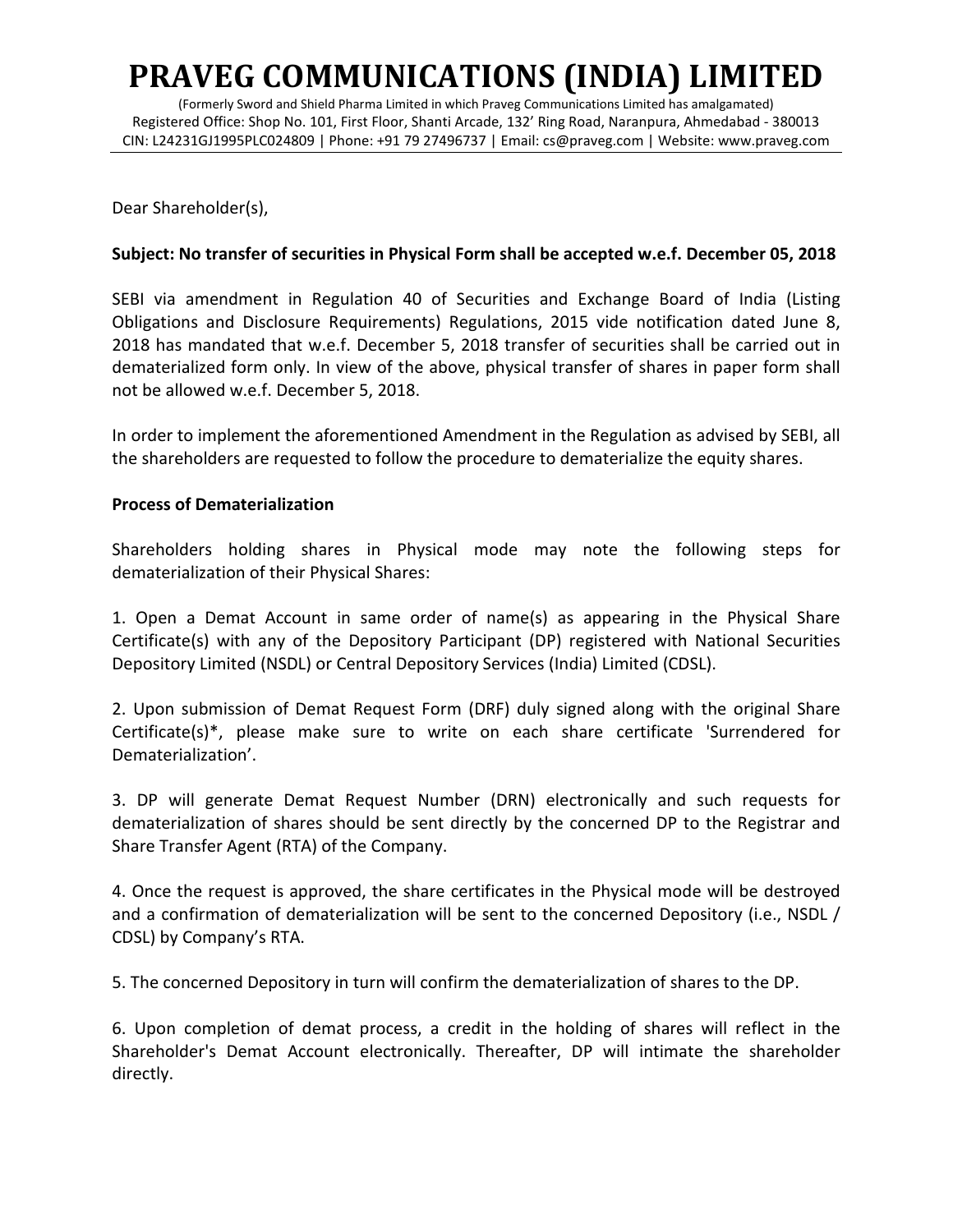# PRAVEG COMMUNICATIONS (INDIA) LIMITED

(Formerly Sword and Shield Pharma Limited in which Praveg Communications Limited has amalgamated)
Registered Office: Shop No. 101, First Floor, Shanti Arcade, 132' Ring Road, Naranpura, Ahmedabad - 380013
CIN: L24231GJ1995PLC024809 | Phone: +91 79 27496737 | Email: cs@praveg.com | Website: www.praveg.com

Dear Shareholder(s),

**Subject: No transfer of securities in Physical Form shall be accepted w.e.f. December 05, 2018**

SEBI via amendment in Regulation 40 of Securities and Exchange Board of India (Listing Obligations and Disclosure Requirements) Regulations, 2015 vide notification dated June 8, 2018 has mandated that w.e.f. December 5, 2018 transfer of securities shall be carried out in dematerialized form only. In view of the above, physical transfer of shares in paper form shall not be allowed w.e.f. December 5, 2018.

In order to implement the aforementioned Amendment in the Regulation as advised by SEBI, all the shareholders are requested to follow the procedure to dematerialize the equity shares.

**Process of Dematerialization**

Shareholders holding shares in Physical mode may note the following steps for dematerialization of their Physical Shares:

1. Open a Demat Account in same order of name(s) as appearing in the Physical Share Certificate(s) with any of the Depository Participant (DP) registered with National Securities Depository Limited (NSDL) or Central Depository Services (India) Limited (CDSL).

2. Upon submission of Demat Request Form (DRF) duly signed along with the original Share Certificate(s)*, please make sure to write on each share certificate 'Surrendered for Dematerialization'.

3. DP will generate Demat Request Number (DRN) electronically and such requests for dematerialization of shares should be sent directly by the concerned DP to the Registrar and Share Transfer Agent (RTA) of the Company.

4. Once the request is approved, the share certificates in the Physical mode will be destroyed and a confirmation of dematerialization will be sent to the concerned Depository (i.e., NSDL / CDSL) by Company's RTA.

5. The concerned Depository in turn will confirm the dematerialization of shares to the DP.

6. Upon completion of demat process, a credit in the holding of shares will reflect in the Shareholder's Demat Account electronically. Thereafter, DP will intimate the shareholder directly.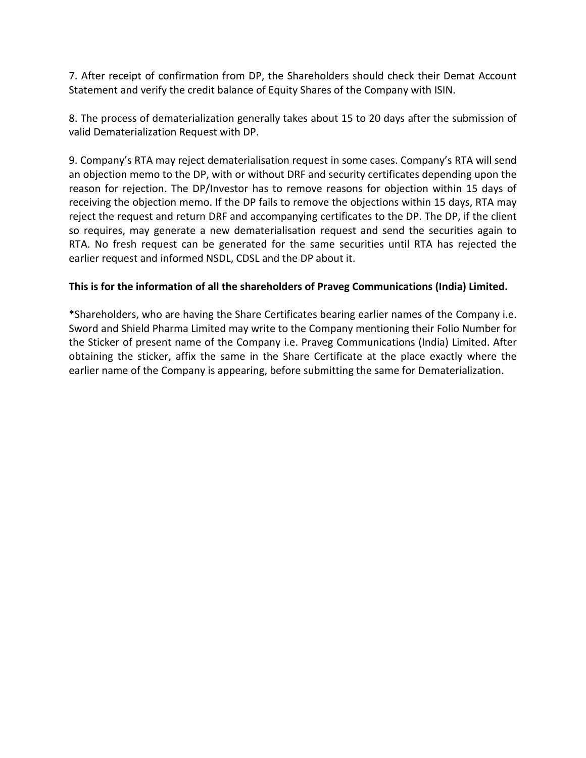7. After receipt of confirmation from DP, the Shareholders should check their Demat Account Statement and verify the credit balance of Equity Shares of the Company with ISIN.

8. The process of dematerialization generally takes about 15 to 20 days after the submission of valid Dematerialization Request with DP.

9. Company's RTA may reject dematerialisation request in some cases. Company's RTA will send an objection memo to the DP, with or without DRF and security certificates depending upon the reason for rejection. The DP/Investor has to remove reasons for objection within 15 days of receiving the objection memo. If the DP fails to remove the objections within 15 days, RTA may reject the request and return DRF and accompanying certificates to the DP. The DP, if the client so requires, may generate a new dematerialisation request and send the securities again to RTA. No fresh request can be generated for the same securities until RTA has rejected the earlier request and informed NSDL, CDSL and the DP about it.

**This is for the information of all the shareholders of Praveg Communications (India) Limited.**

*Shareholders, who are having the Share Certificates bearing earlier names of the Company i.e. Sword and Shield Pharma Limited may write to the Company mentioning their Folio Number for the Sticker of present name of the Company i.e. Praveg Communications (India) Limited. After obtaining the sticker, affix the same in the Share Certificate at the place exactly where the earlier name of the Company is appearing, before submitting the same for Dematerialization.